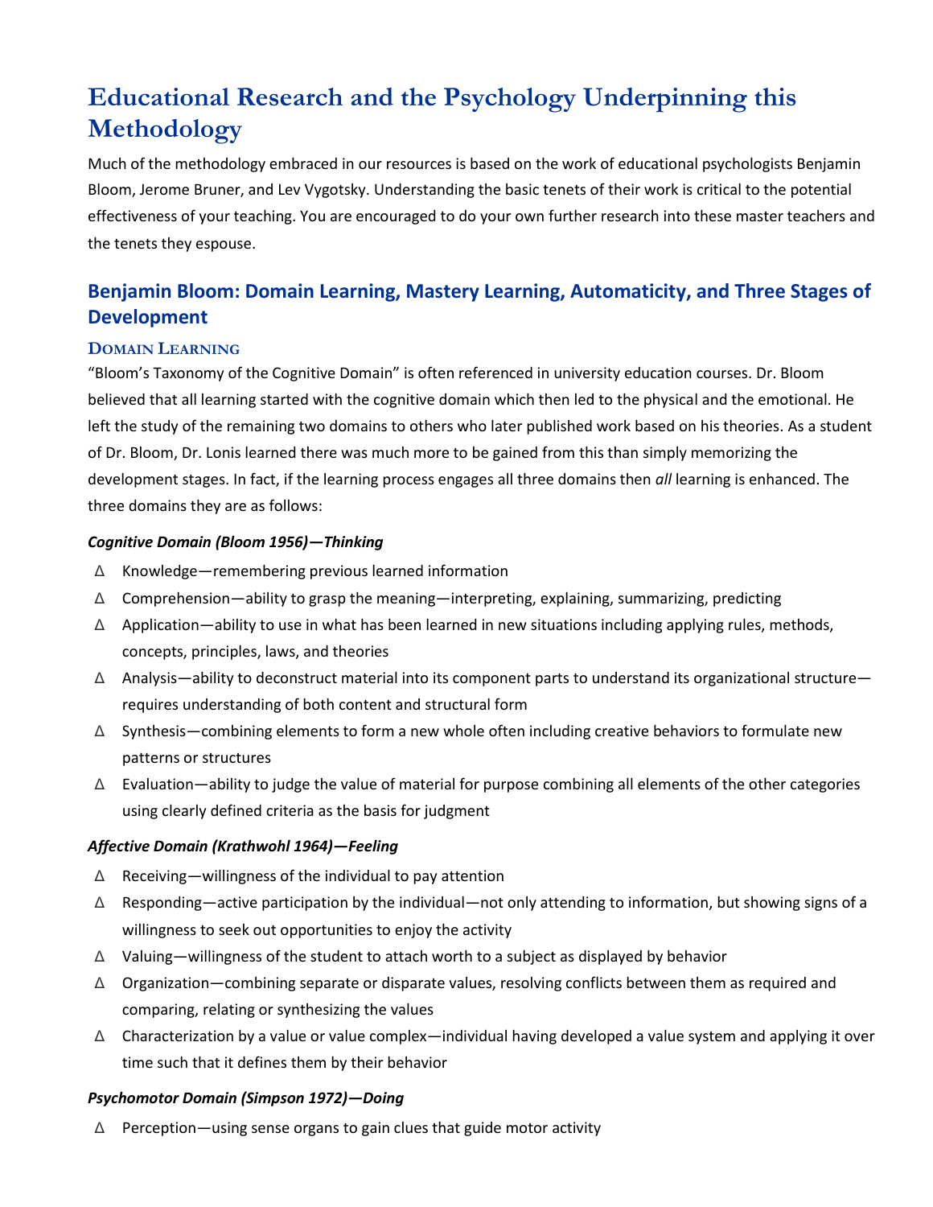# Educational Research and the Psychology Underpinning this Methodology

Much of the methodology embraced in our resources is based on the work of educational psychologists Benjamin Bloom, Jerome Bruner, and Lev Vygotsky. Understanding the basic tenets of their work is critical to the potential effectiveness of your teaching. You are encouraged to do your own further research into these master teachers and the tenets they espouse.

## Benjamin Bloom: Domain Learning, Mastery Learning, Automaticity, and Three Stages of Development

### Domain Learning

"Bloom's Taxonomy of the Cognitive Domain" is often referenced in university education courses. Dr. Bloom believed that all learning started with the cognitive domain which then led to the physical and the emotional. He left the study of the remaining two domains to others who later published work based on his theories. As a student of Dr. Bloom, Dr. Lonis learned there was much more to be gained from this than simply memorizing the development stages. In fact, if the learning process engages all three domains then *all* learning is enhanced. The three domains they are as follows:

***Cognitive Domain (Bloom 1956)—Thinking***

- Knowledge—remembering previous learned information
- Comprehension—ability to grasp the meaning—interpreting, explaining, summarizing, predicting
- Application—ability to use in what has been learned in new situations including applying rules, methods, concepts, principles, laws, and theories
- Analysis—ability to deconstruct material into its component parts to understand its organizational structure—requires understanding of both content and structural form
- Synthesis—combining elements to form a new whole often including creative behaviors to formulate new patterns or structures
- Evaluation—ability to judge the value of material for purpose combining all elements of the other categories using clearly defined criteria as the basis for judgment

***Affective Domain (Krathwohl 1964)—Feeling***

- Receiving—willingness of the individual to pay attention
- Responding—active participation by the individual—not only attending to information, but showing signs of a willingness to seek out opportunities to enjoy the activity
- Valuing—willingness of the student to attach worth to a subject as displayed by behavior
- Organization—combining separate or disparate values, resolving conflicts between them as required and comparing, relating or synthesizing the values
- Characterization by a value or value complex—individual having developed a value system and applying it over time such that it defines them by their behavior

***Psychomotor Domain (Simpson 1972)—Doing***

- Perception—using sense organs to gain clues that guide motor activity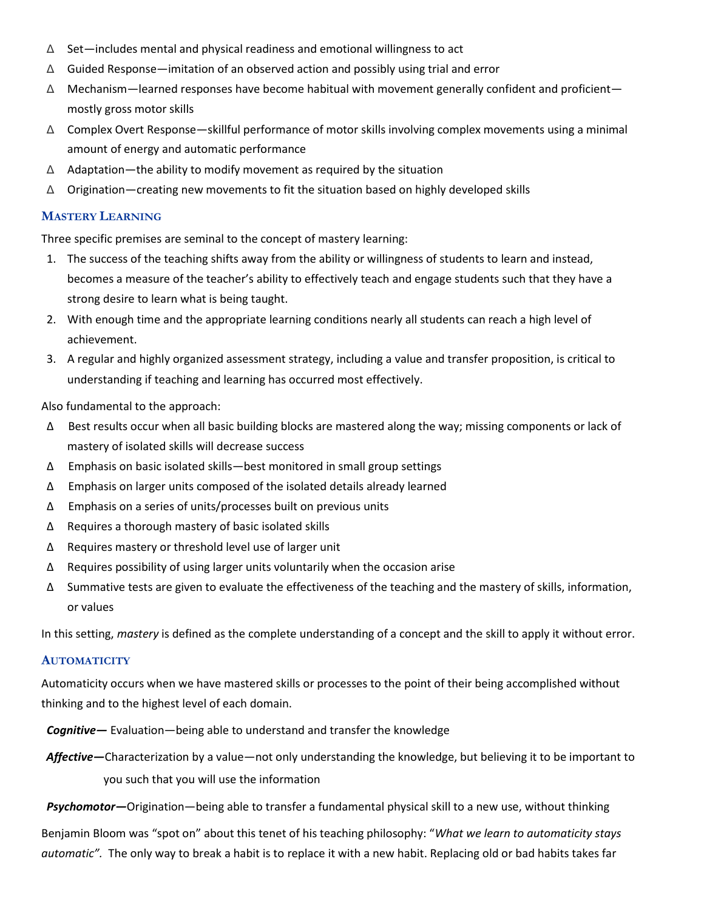- Set—includes mental and physical readiness and emotional willingness to act
- Guided Response—imitation of an observed action and possibly using trial and error
- Mechanism—learned responses have become habitual with movement generally confident and proficient—mostly gross motor skills
- Complex Overt Response—skillful performance of motor skills involving complex movements using a minimal amount of energy and automatic performance
- Adaptation—the ability to modify movement as required by the situation
- Origination—creating new movements to fit the situation based on highly developed skills

### Mastery Learning

Three specific premises are seminal to the concept of mastery learning:

1. The success of the teaching shifts away from the ability or willingness of students to learn and instead, becomes a measure of the teacher's ability to effectively teach and engage students such that they have a strong desire to learn what is being taught.
2. With enough time and the appropriate learning conditions nearly all students can reach a high level of achievement.
3. A regular and highly organized assessment strategy, including a value and transfer proposition, is critical to understanding if teaching and learning has occurred most effectively.

Also fundamental to the approach:

- Best results occur when all basic building blocks are mastered along the way; missing components or lack of mastery of isolated skills will decrease success
- Emphasis on basic isolated skills—best monitored in small group settings
- Emphasis on larger units composed of the isolated details already learned
- Emphasis on a series of units/processes built on previous units
- Requires a thorough mastery of basic isolated skills
- Requires mastery or threshold level use of larger unit
- Requires possibility of using larger units voluntarily when the occasion arise
- Summative tests are given to evaluate the effectiveness of the teaching and the mastery of skills, information, or values

In this setting, *mastery* is defined as the complete understanding of a concept and the skill to apply it without error.

### Automaticity

Automaticity occurs when we have mastered skills or processes to the point of their being accomplished without thinking and to the highest level of each domain.

***Cognitive—*** Evaluation—being able to understand and transfer the knowledge

***Affective—***Characterization by a value—not only understanding the knowledge, but believing it to be important to you such that you will use the information

***Psychomotor—***Origination—being able to transfer a fundamental physical skill to a new use, without thinking

Benjamin Bloom was "spot on" about this tenet of his teaching philosophy: "*What we learn to automaticity stays automatic".* The only way to break a habit is to replace it with a new habit. Replacing old or bad habits takes far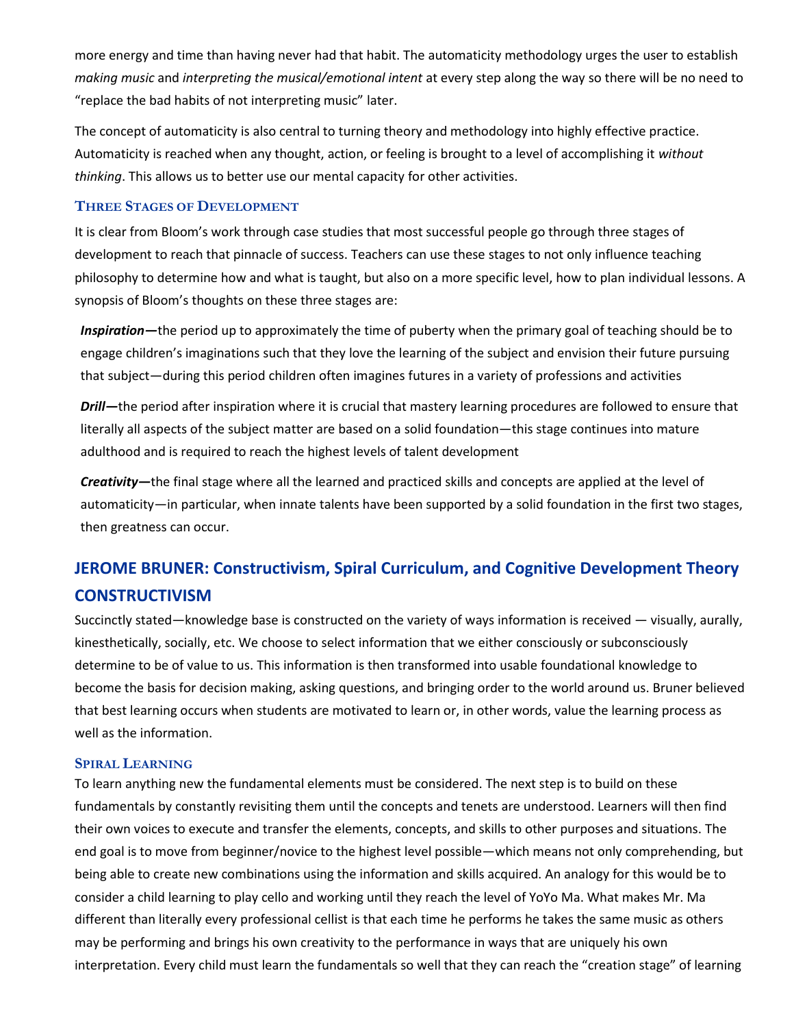more energy and time than having never had that habit. The automaticity methodology urges the user to establish *making music* and *interpreting the musical/emotional intent* at every step along the way so there will be no need to "replace the bad habits of not interpreting music" later.

The concept of automaticity is also central to turning theory and methodology into highly effective practice. Automaticity is reached when any thought, action, or feeling is brought to a level of accomplishing it *without thinking*. This allows us to better use our mental capacity for other activities.

### Three Stages of Development

It is clear from Bloom's work through case studies that most successful people go through three stages of development to reach that pinnacle of success. Teachers can use these stages to not only influence teaching philosophy to determine how and what is taught, but also on a more specific level, how to plan individual lessons. A synopsis of Bloom's thoughts on these three stages are:

***Inspiration*—**the period up to approximately the time of puberty when the primary goal of teaching should be to engage children's imaginations such that they love the learning of the subject and envision their future pursuing that subject—during this period children often imagines futures in a variety of professions and activities

***Drill*—**the period after inspiration where it is crucial that mastery learning procedures are followed to ensure that literally all aspects of the subject matter are based on a solid foundation—this stage continues into mature adulthood and is required to reach the highest levels of talent development

***Creativity*—**the final stage where all the learned and practiced skills and concepts are applied at the level of automaticity—in particular, when innate talents have been supported by a solid foundation in the first two stages, then greatness can occur.

## JEROME BRUNER: Constructivism, Spiral Curriculum, and Cognitive Development Theory

## CONSTRUCTIVISM

Succinctly stated—knowledge base is constructed on the variety of ways information is received — visually, aurally, kinesthetically, socially, etc. We choose to select information that we either consciously or subconsciously determine to be of value to us. This information is then transformed into usable foundational knowledge to become the basis for decision making, asking questions, and bringing order to the world around us. Bruner believed that best learning occurs when students are motivated to learn or, in other words, value the learning process as well as the information.

### Spiral Learning

To learn anything new the fundamental elements must be considered. The next step is to build on these fundamentals by constantly revisiting them until the concepts and tenets are understood. Learners will then find their own voices to execute and transfer the elements, concepts, and skills to other purposes and situations. The end goal is to move from beginner/novice to the highest level possible—which means not only comprehending, but being able to create new combinations using the information and skills acquired. An analogy for this would be to consider a child learning to play cello and working until they reach the level of YoYo Ma. What makes Mr. Ma different than literally every professional cellist is that each time he performs he takes the same music as others may be performing and brings his own creativity to the performance in ways that are uniquely his own interpretation. Every child must learn the fundamentals so well that they can reach the "creation stage" of learning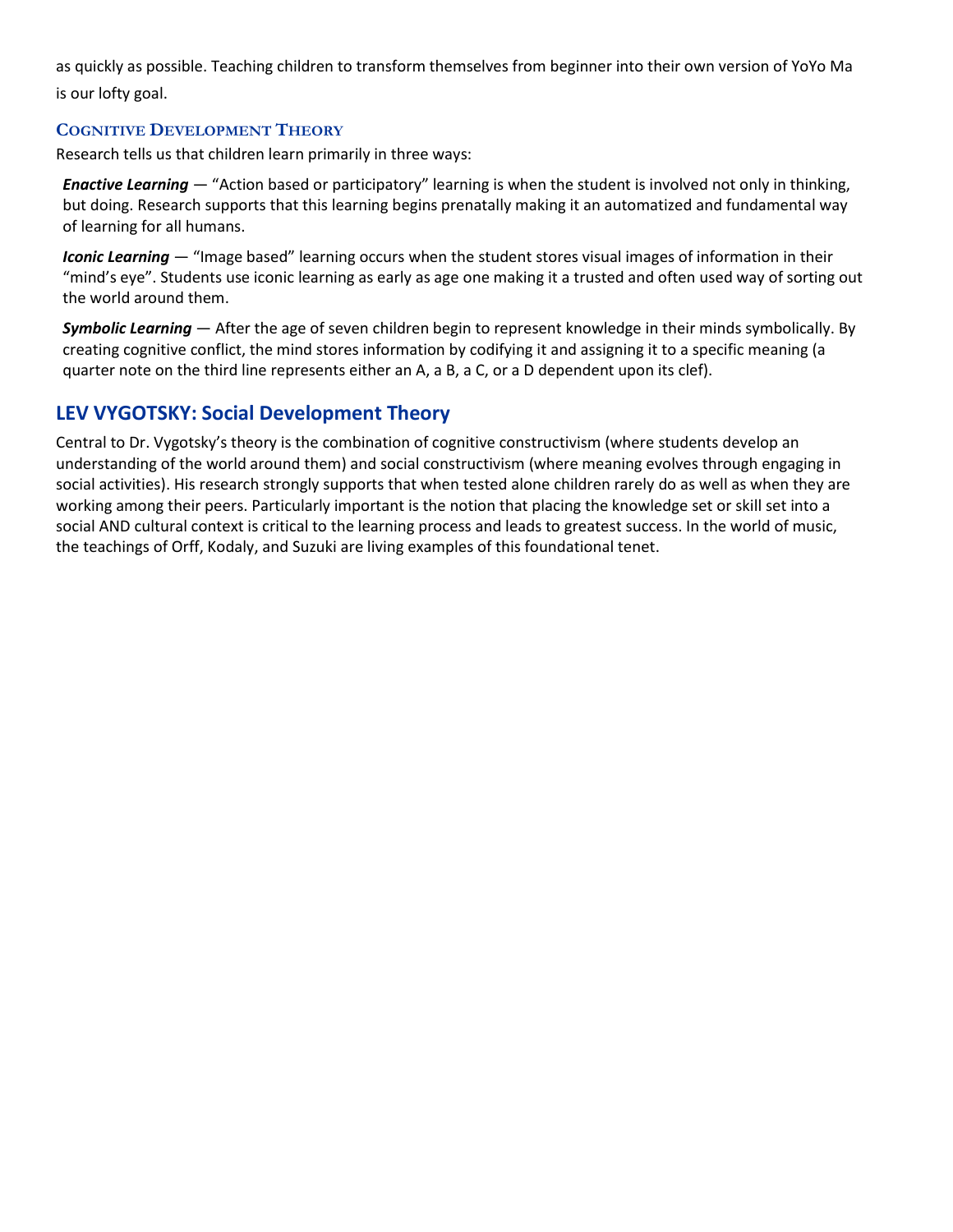as quickly as possible. Teaching children to transform themselves from beginner into their own version of YoYo Ma is our lofty goal.

### Cognitive Development Theory

Research tells us that children learn primarily in three ways:

***Enactive Learning*** — "Action based or participatory" learning is when the student is involved not only in thinking, but doing. Research supports that this learning begins prenatally making it an automatized and fundamental way of learning for all humans.

***Iconic Learning*** — "Image based" learning occurs when the student stores visual images of information in their "mind's eye". Students use iconic learning as early as age one making it a trusted and often used way of sorting out the world around them.

***Symbolic Learning*** — After the age of seven children begin to represent knowledge in their minds symbolically. By creating cognitive conflict, the mind stores information by codifying it and assigning it to a specific meaning (a quarter note on the third line represents either an A, a B, a C, or a D dependent upon its clef).

## LEV VYGOTSKY: Social Development Theory

Central to Dr. Vygotsky's theory is the combination of cognitive constructivism (where students develop an understanding of the world around them) and social constructivism (where meaning evolves through engaging in social activities). His research strongly supports that when tested alone children rarely do as well as when they are working among their peers. Particularly important is the notion that placing the knowledge set or skill set into a social AND cultural context is critical to the learning process and leads to greatest success. In the world of music, the teachings of Orff, Kodaly, and Suzuki are living examples of this foundational tenet.